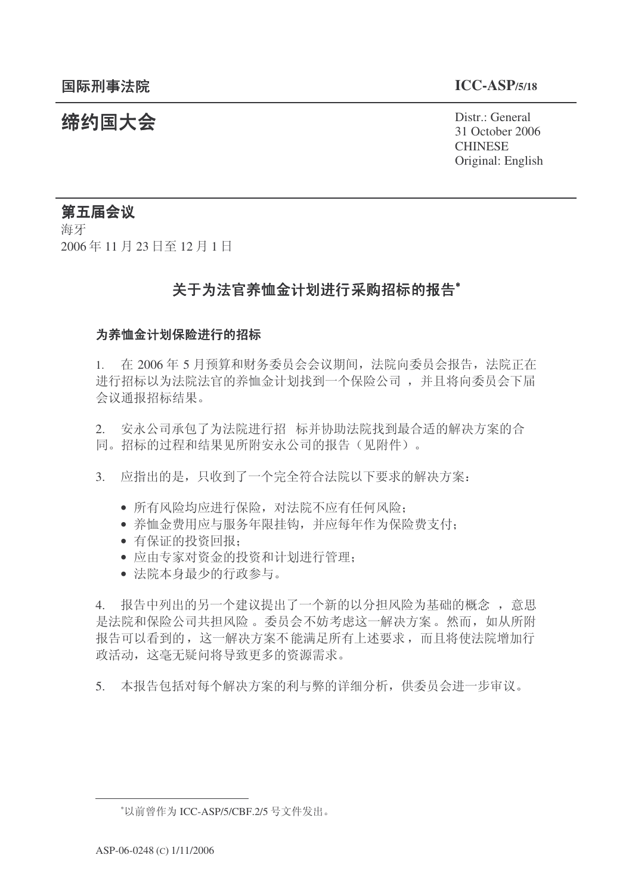国际刑事法院 **ICC-ASP/5/18**

# 缔约国大会

Distr.: General
31 October 2006
CHINESE
Original: English

## 第五届会议

海牙
2006 年 11 月 23 日至 12 月 1 日

## 关于为法官养恤金计划进行采购招标的报告*

### 为养恤金计划保险进行的招标

1. 在 2006 年 5 月预算和财务委员会会议期间，法院向委员会报告，法院正在进行招标以为法院法官的养恤金计划找到一个保险公司，并且将向委员会下届会议通报招标结果。

2. 安永公司承包了为法院进行招标并协助法院找到最合适的解决方案的合同。招标的过程和结果见所附安永公司的报告（见附件）。

3. 应指出的是，只收到了一个完全符合法院以下要求的解决方案：

- 所有风险均应进行保险，对法院不应有任何风险；
- 养恤金费用应与服务年限挂钩，并应每年作为保险费支付；
- 有保证的投资回报；
- 应由专家对资金的投资和计划进行管理；
- 法院本身最少的行政参与。

4. 报告中列出的另一个建议提出了一个新的以分担风险为基础的概念，意思是法院和保险公司共担风险。委员会不妨考虑这一解决方案。然而，如从所附报告可以看到的，这一解决方案不能满足所有上述要求，而且将使法院增加行政活动，这毫无疑问将导致更多的资源需求。

5. 本报告包括对每个解决方案的利与弊的详细分析，供委员会进一步审议。

---

*以前曾作为 ICC-ASP/5/CBF.2/5 号文件发出。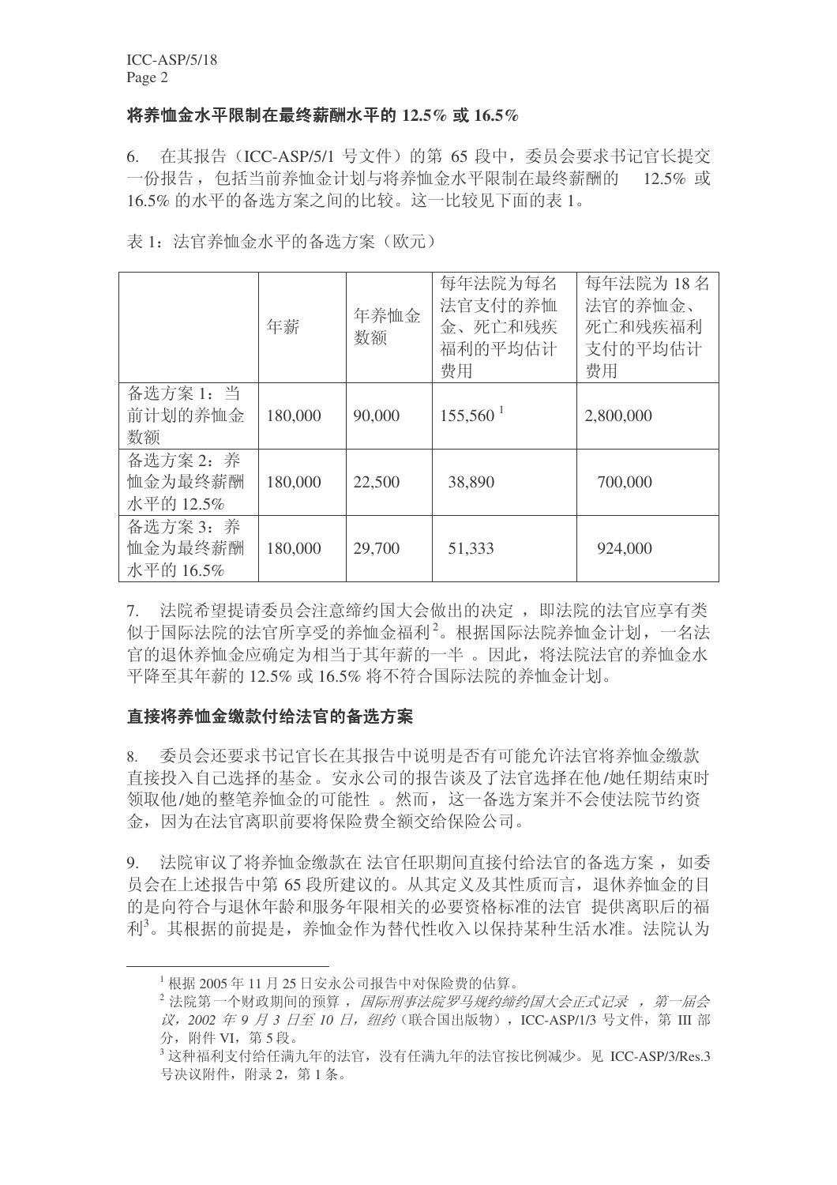**将养恤金水平限制在最终薪酬水平的 12.5% 或 16.5%**

6. 在其报告（ICC-ASP/5/1 号文件）的第 65 段中，委员会要求书记官长提交一份报告，包括当前养恤金计划与将养恤金水平限制在最终薪酬的 12.5% 或 16.5% 的水平的备选方案之间的比较。这一比较见下面的表 1。

表 1：法官养恤金水平的备选方案（欧元）

| | 年薪 | 年养恤金数额 | 每年法院为每名法官支付的养恤金、死亡和残疾福利的平均估计费用 | 每年法院为 18 名法官的养恤金、死亡和残疾福利支付的平均估计费用 |
|---|---|---|---|---|
| 备选方案 1：当前计划的养恤金数额 | 180,000 | 90,000 | 155,560 [1] | 2,800,000 |
| 备选方案 2：养恤金为最终薪酬水平的 12.5% | 180,000 | 22,500 | 38,890 | 700,000 |
| 备选方案 3：养恤金为最终薪酬水平的 16.5% | 180,000 | 29,700 | 51,333 | 924,000 |

7. 法院希望提请委员会注意缔约国大会做出的决定，即法院的法官应享有类似于国际法院的法官所享受的养恤金福利[2]。根据国际法院养恤金计划，一名法官的退休养恤金应确定为相当于其年薪的一半。因此，将法院法官的养恤金水平降至其年薪的 12.5% 或 16.5% 将不符合国际法院的养恤金计划。

**直接将养恤金缴款付给法官的备选方案**

8. 委员会还要求书记官长在其报告中说明是否有可能允许法官将养恤金缴款直接投入自己选择的基金。安永公司的报告谈及了法官选择在他/她任期结束时领取他/她的整笔养恤金的可能性。然而，这一备选方案并不会使法院节约资金，因为在法官离职前要将保险费全额交给保险公司。

9. 法院审议了将养恤金缴款在法官任职期间直接付给法官的备选方案，如委员会在上述报告中第 65 段所建议的。从其定义及其性质而言，退休养恤金的目的是向符合与退休年龄和服务年限相关的必要资格标准的法官提供离职后的福利[3]。其根据的前提是，养恤金作为替代性收入以保持某种生活水准。法院认为

[1] 根据 2005 年 11 月 25 日安永公司报告中对保险费的估算。

[2] 法院第一个财政期间的预算，*国际刑事法院罗马规约缔约国大会正式记录，第一届会议，2002 年 9 月 3 日至 10 日，纽约*（联合国出版物），ICC-ASP/1/3 号文件，第 III 部分，附件 VI，第 5 段。

[3] 这种福利支付给任满九年的法官，没有任满九年的法官按比例减少。见 ICC-ASP/3/Res.3 号决议附件，附录 2，第 1 条。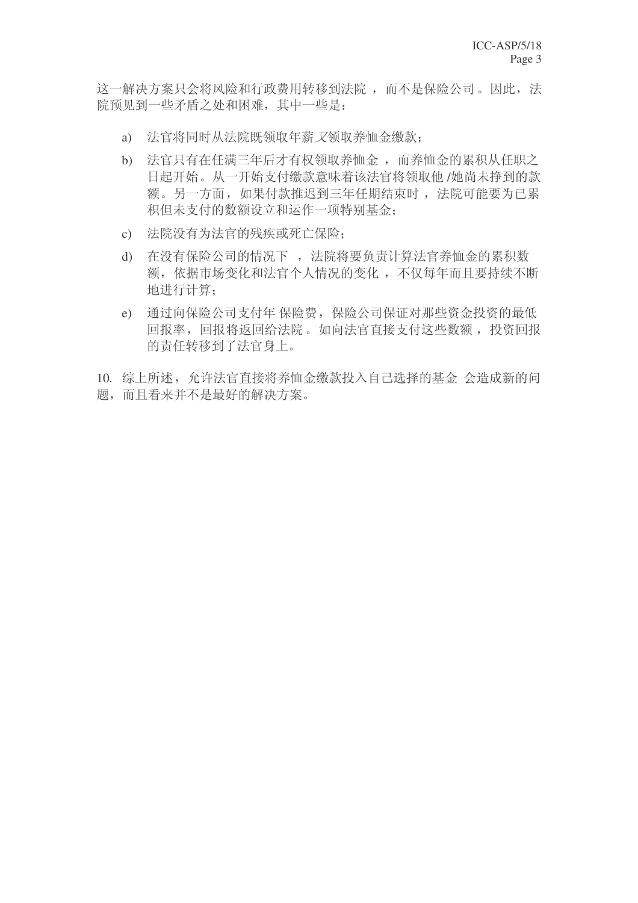这一解决方案只会将风险和行政费用转移到法院 ，而不是保险公司 。因此，法院预见到一些矛盾之处和困难，其中一些是：

a) 法官将同时从法院既领取年薪又领取养恤金缴款；

b) 法官只有在任满三年后才有权领取养恤金 ，而养恤金的累积从任职之日起开始。从一开始支付缴款意味着该法官将领取他 /她尚未挣到的款额。另一方面，如果付款推迟到三年任期结束时 ，法院可能要为已累积但未支付的数额设立和运作一项特别基金；

c) 法院没有为法官的残疾或死亡保险；

d) 在没有保险公司的情况下 ，法院将要负责计算法官养恤金的累积数额，依据市场变化和法官个人情况的变化 ，不仅每年而且要持续不断地进行计算；

e) 通过向保险公司支付年 保险费，保险公司保证对那些资金投资的最低回报率，回报将返回给法院 。如向法官直接支付这些数额 ，投资回报的责任转移到了法官身上。

10. 综上所述，允许法官直接将养恤金缴款投入自己选择的基金 会造成新的问题，而且看来并不是最好的解决方案。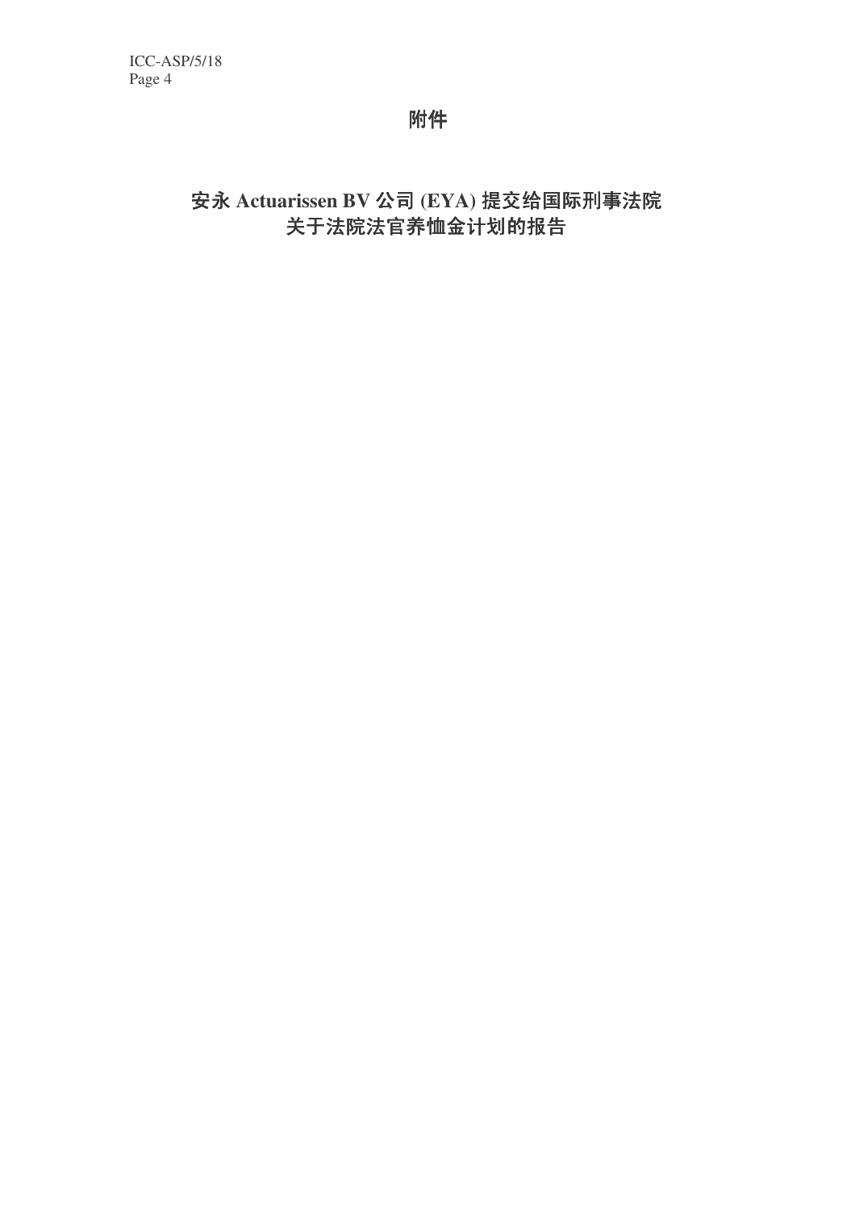# 附件

## 安永 Actuarissen BV 公司 (EYA) 提交给国际刑事法院关于法院法官养恤金计划的报告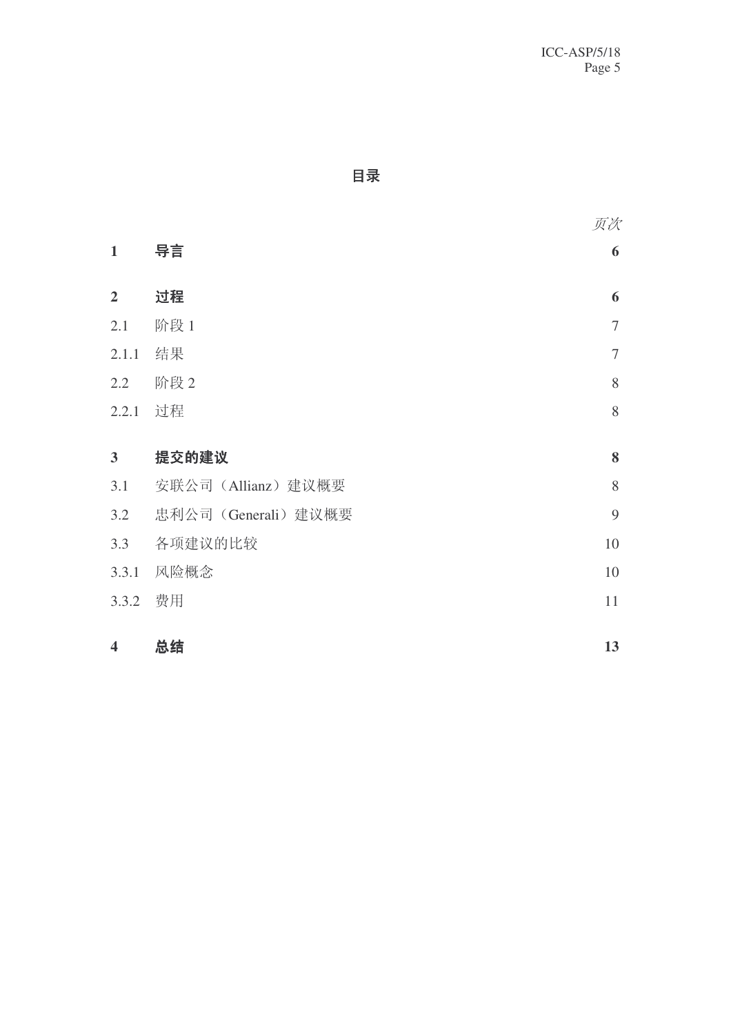# 目录

| | | *页次* |
|---|---|---|
| **1** | **导言** | **6** |
| **2** | **过程** | **6** |
| 2.1 | 阶段 1 | 7 |
| 2.1.1 | 结果 | 7 |
| 2.2 | 阶段 2 | 8 |
| 2.2.1 | 过程 | 8 |
| **3** | **提交的建议** | **8** |
| 3.1 | 安联公司（Allianz）建议概要 | 8 |
| 3.2 | 忠利公司（Generali）建议概要 | 9 |
| 3.3 | 各项建议的比较 | 10 |
| 3.3.1 | 风险概念 | 10 |
| 3.3.2 | 费用 | 11 |
| **4** | **总结** | **13** |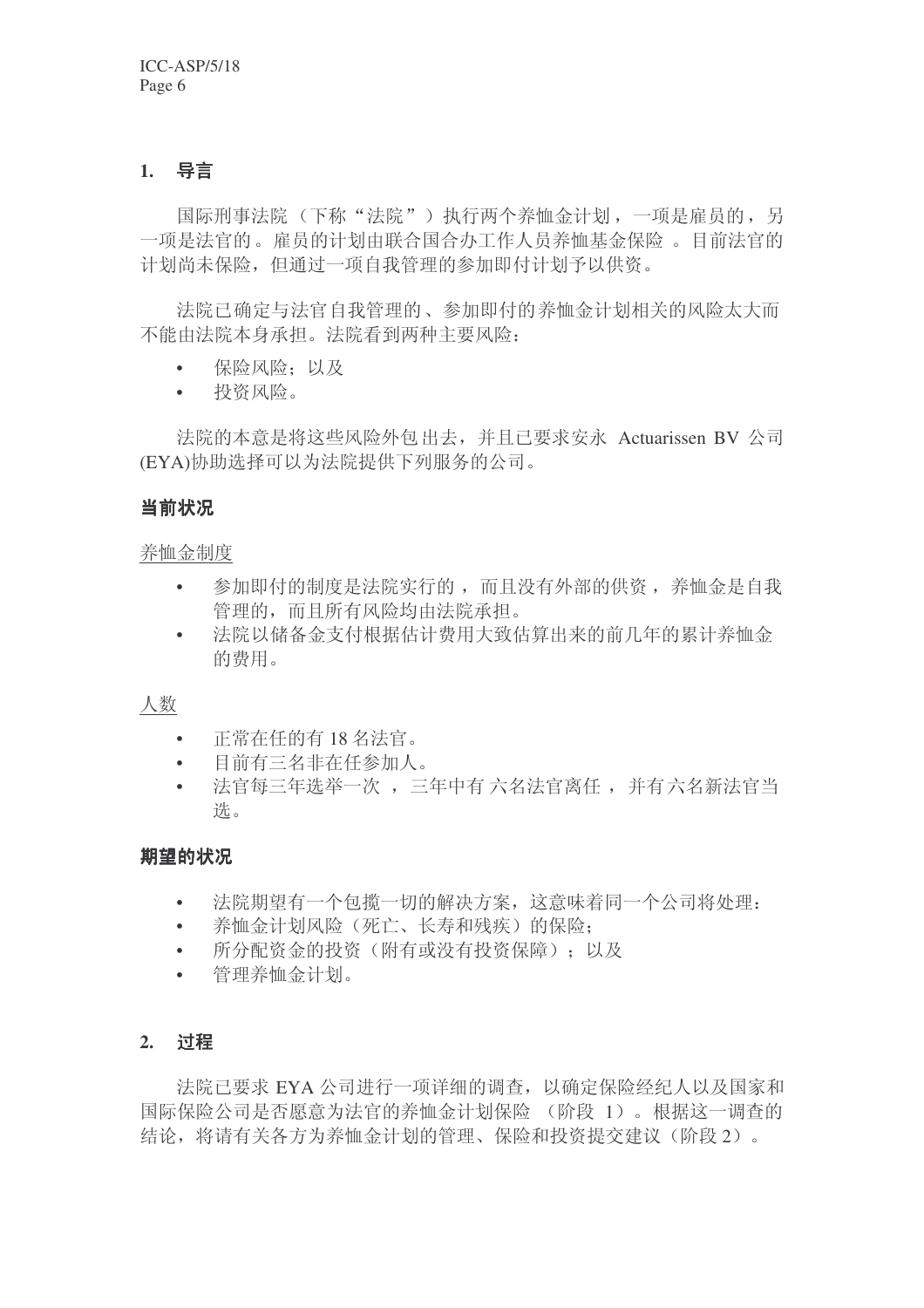## 1. 导言

国际刑事法院（下称“法院”）执行两个养恤金计划，一项是雇员的，另一项是法官的。雇员的计划由联合国合办工作人员养恤基金保险 。目前法官的计划尚未保险，但通过一项自我管理的参加即付计划予以供资。

法院已确定与法官自我管理的、参加即付的养恤金计划相关的风险太大而不能由法院本身承担。法院看到两种主要风险：

- 保险风险；以及
- 投资风险。

法院的本意是将这些风险外包出去，并且已要求安永 Actuarissen BV 公司(EYA)协助选择可以为法院提供下列服务的公司。

### 当前状况

<u>养恤金制度</u>

- 参加即付的制度是法院实行的 ，而且没有外部的供资 ，养恤金是自我管理的，而且所有风险均由法院承担。
- 法院以储备金支付根据估计费用大致估算出来的前几年的累计养恤金的费用。

<u>人数</u>

- 正常在任的有 18 名法官。
- 目前有三名非在任参加人。
- 法官每三年选举一次 ，三年中有 六名法官离任 ，并有六名新法官当选。

### 期望的状况

- 法院期望有一个包揽一切的解决方案，这意味着同一个公司将处理：
- 养恤金计划风险（死亡、长寿和残疾）的保险；
- 所分配资金的投资（附有或没有投资保障）；以及
- 管理养恤金计划。

## 2. 过程

法院已要求 EYA 公司进行一项详细的调查，以确定保险经纪人以及国家和国际保险公司是否愿意为法官的养恤金计划保险 （阶段 1）。根据这一调查的结论，将请有关各方为养恤金计划的管理、保险和投资提交建议（阶段 2）。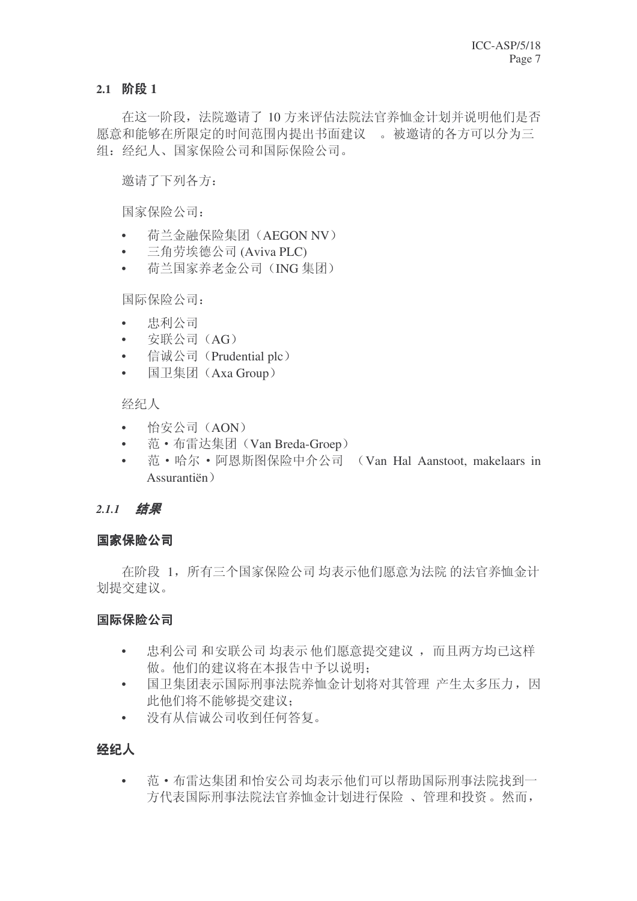### 2.1 阶段 1

在这一阶段，法院邀请了 10 方来评估法院法官养恤金计划并说明他们是否愿意和能够在所限定的时间范围内提出书面建议 。被邀请的各方可以分为三组：经纪人、国家保险公司和国际保险公司。

邀请了下列各方：

国家保险公司：

- 荷兰金融保险集团（AEGON NV）
- 三角劳埃德公司 (Aviva PLC)
- 荷兰国家养老金公司（ING 集团）

国际保险公司：

- 忠利公司
- 安联公司（AG）
- 信诚公司（Prudential plc）
- 国卫集团（Axa Group）

经纪人

- 怡安公司（AON）
- 范・布雷达集团（Van Breda-Groep）
- 范・哈尔・阿恩斯图保险中介公司 （Van Hal Aanstoot, makelaars in Assurantiën）

#### *2.1.1 结果*

**国家保险公司**

在阶段 1，所有三个国家保险公司均表示他们愿意为法院的法官养恤金计划提交建议。

**国际保险公司**

- 忠利公司和安联公司均表示他们愿意提交建议，而且两方均已这样做。他们的建议将在本报告中予以说明；
- 国卫集团表示国际刑事法院养恤金计划将对其管理产生太多压力，因此他们将不能够提交建议；
- 没有从信诚公司收到任何答复。

**经纪人**

- 范・布雷达集团和怡安公司均表示他们可以帮助国际刑事法院找到一方代表国际刑事法院法官养恤金计划进行保险、管理和投资。然而，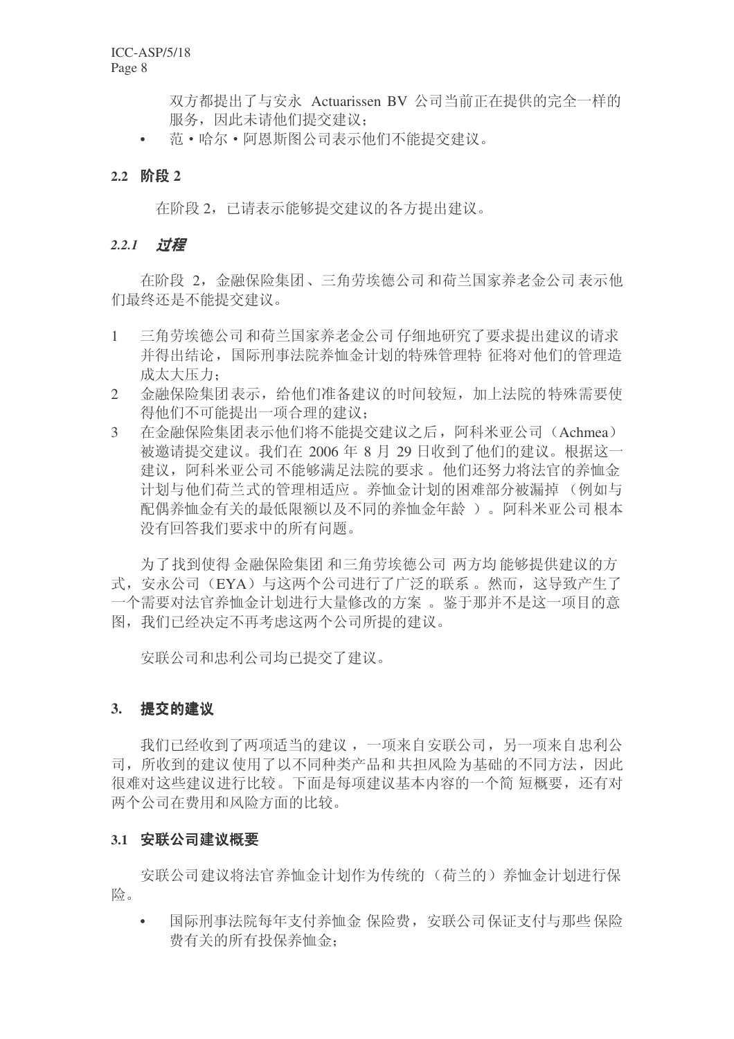双方都提出了与安永 Actuarissen BV 公司当前正在提供的完全一样的服务，因此未请他们提交建议；

- 范・哈尔・阿恩斯图公司表示他们不能提交建议。

### 2.2 阶段 2

在阶段 2，已请表示能够提交建议的各方提出建议。

#### *2.2.1 过程*

在阶段 2，金融保险集团、三角劳埃德公司和荷兰国家养老金公司表示他们最终还是不能提交建议。

1. 三角劳埃德公司和荷兰国家养老金公司仔细地研究了要求提出建议的请求并得出结论，国际刑事法院养恤金计划的特殊管理特征将对他们的管理造成太大压力；
2. 金融保险集团表示，给他们准备建议的时间较短，加上法院的特殊需要使得他们不可能提出一项合理的建议；
3. 在金融保险集团表示他们将不能提交建议之后，阿科米亚公司（Achmea）被邀请提交建议。我们在 2006 年 8 月 29 日收到了他们的建议。根据这一建议，阿科米亚公司不能够满足法院的要求。他们还努力将法官的养恤金计划与他们荷兰式的管理相适应。养恤金计划的困难部分被漏掉（例如与配偶养恤金有关的最低限额以及不同的养恤金年龄）。阿科米亚公司根本没有回答我们要求中的所有问题。

为了找到使得金融保险集团和三角劳埃德公司两方均能够提供建议的方式，安永公司（EYA）与这两个公司进行了广泛的联系。然而，这导致产生了一个需要对法官养恤金计划进行大量修改的方案。鉴于那并不是这一项目的意图，我们已经决定不再考虑这两个公司所提的建议。

安联公司和忠利公司均已提交了建议。

## 3. 提交的建议

我们已经收到了两项适当的建议，一项来自安联公司，另一项来自忠利公司，所收到的建议使用了以不同种类产品和共担风险为基础的不同方法，因此很难对这些建议进行比较。下面是每项建议基本内容的一个简短概要，还有对两个公司在费用和风险方面的比较。

### 3.1 安联公司建议概要

安联公司建议将法官养恤金计划作为传统的（荷兰的）养恤金计划进行保险。

- 国际刑事法院每年支付养恤金保险费，安联公司保证支付与那些保险费有关的所有投保养恤金；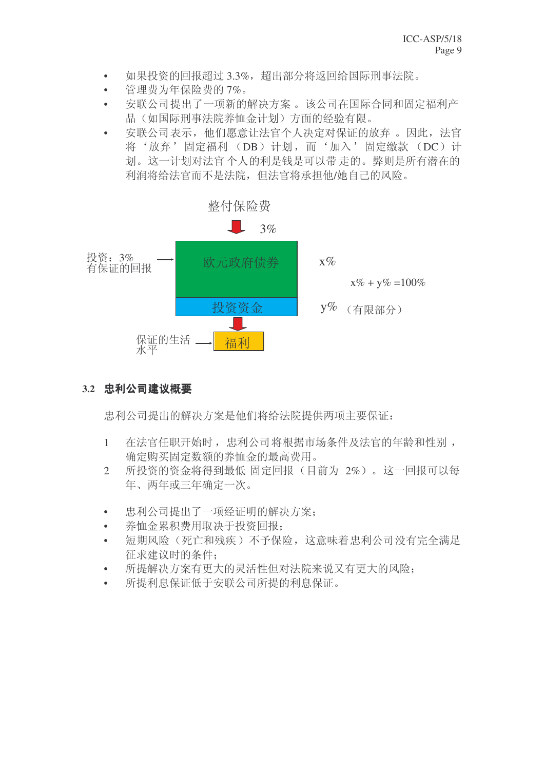- 如果投资的回报超过 3.3%，超出部分将返回给国际刑事法院。
- 管理费为年保险费的 7%。
- 安联公司提出了一项新的解决方案 。该公司在国际合同和固定福利产品（如国际刑事法院养恤金计划）方面的经验有限。
- 安联公司表示，他们愿意让法官个人决定对保证的放弃 。因此，法官将‘放弃’ 固定福利 （DB）计划， 而 ‘加入’ 固定缴款 （DC）计划。这一计划对法官 个人的利是钱是可以带 走的。弊则是所有潜在的利润将给法官而不是法院，但法官将承担他/她自己的风险。

整付保险费

3%

投资：3%
有保证的回报

欧元政府债券 x%

$x\% + y\% = 100\%$

投资资金 y% （有限部分）

保证的生活水平 → 福利

### 3.2 忠利公司建议概要

忠利公司提出的解决方案是他们将给法院提供两项主要保证：

1. 在法官任职开始时， 忠利公司将根据市场条件及法官的年龄和性别 ，确定购买固定数额的养恤金的最高费用。
2. 所投资的资金将得到最低 固定回报（目前为 2%）。这一回报可以每年、两年或三年确定一次。

- 忠利公司提出了一项经证明的解决方案；
- 养恤金累积费用取决于投资回报；
- 短期风险（死亡和残疾 ）不予保险， 这意味着忠利公司没有完全满足征求建议时的条件；
- 所提解决方案有更大的灵活性但对法院来说又有更大的风险；
- 所提利息保证低于安联公司所提的利息保证。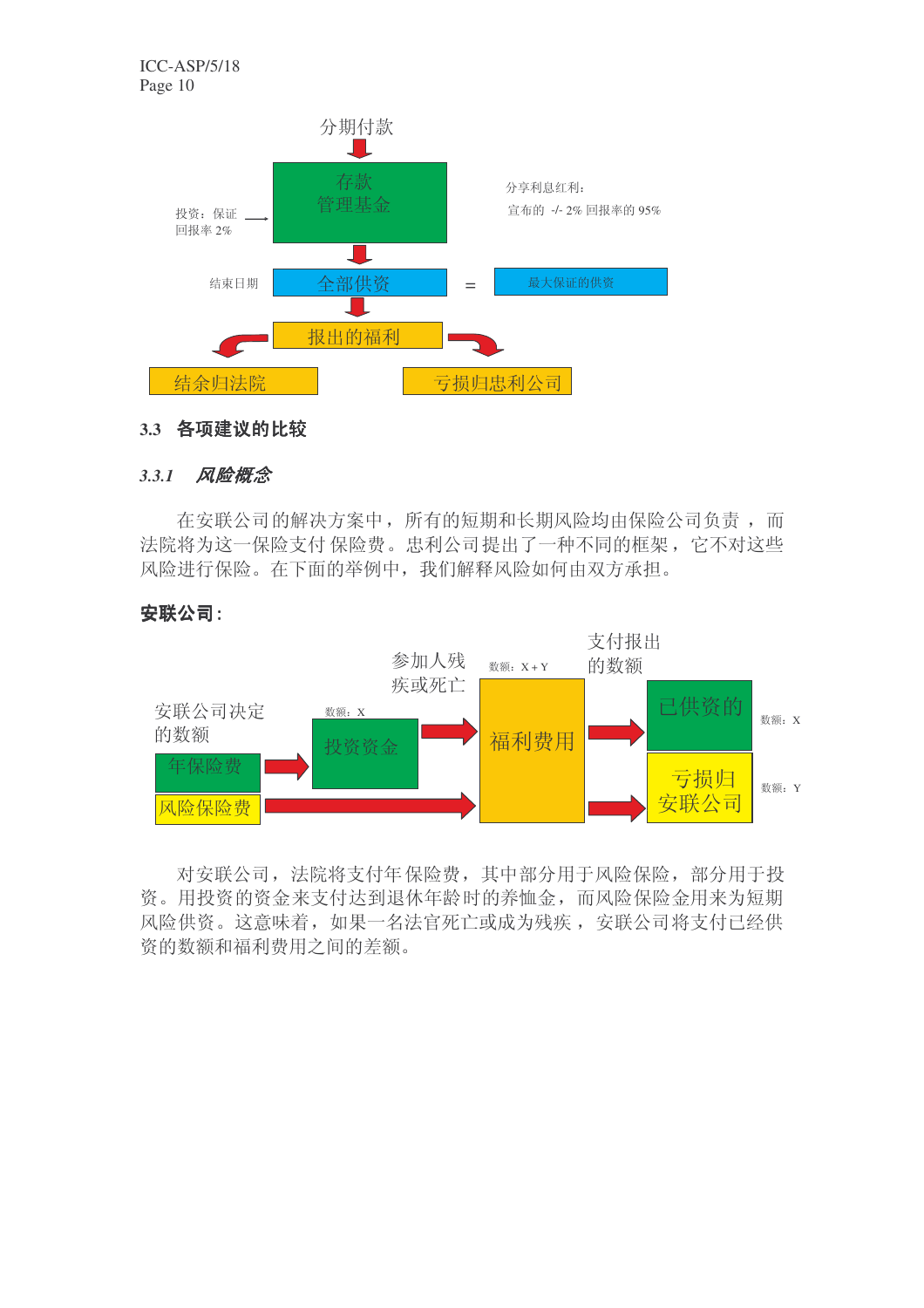分期付款

存款
管理基金

投资：保证
回报率 2%

分享利息红利：
宣布的 -/- 2% 回报率的 95%

结束日期　全部供资 = 最大保证的供资

报出的福利

结余归法院　　亏损归忠利公司

## 3.3 各项建议的比较

### *3.3.1 风险概念*

在安联公司的解决方案中，所有的短期和长期风险均由保险公司负责 ，而法院将为这一保险支付 保险费。忠利公司提出了一种不同的框架，它不对这些风险进行保险。在下面的举例中，我们解释风险如何由双方承担。

**安联公司：**

安联公司决定的数额

年保险费

风险保险费

数额：X

投资资金

参加人残疾或死亡

数额：X＋Y

福利费用

支付报出的数额

已供资的　数额：X

亏损归安联公司　数额：Y

对安联公司，法院将支付年保险费，其中部分用于风险保险，部分用于投资。用投资的资金来支付达到退休年龄时的养恤金，而风险保险金用来为短期风险供资。这意味着，如果一名法官死亡或成为残疾，安联公司将支付已经供资的数额和福利费用之间的差额。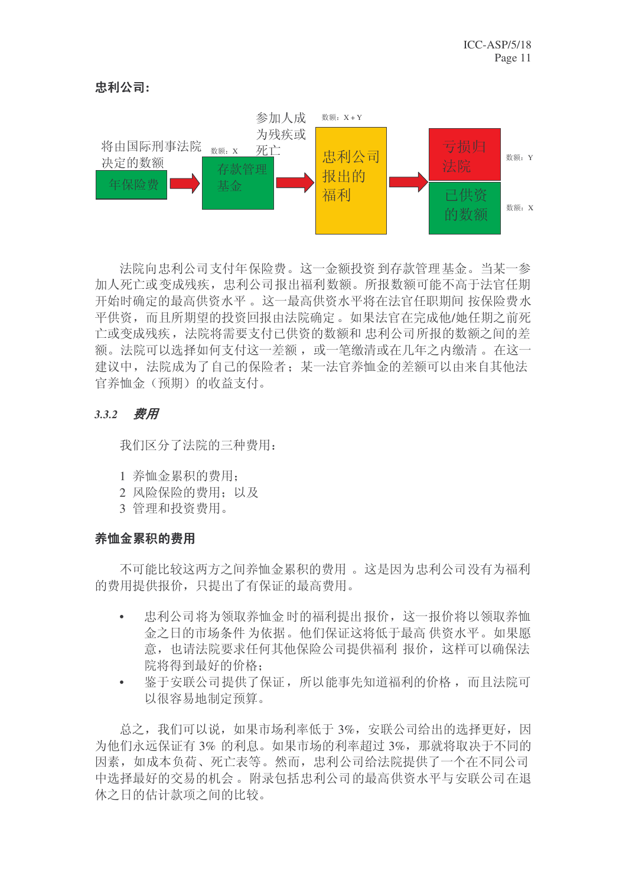**忠利公司:**

将由国际刑事法院决定的数额

年保险费 → 数额：X 存款管理基金 → 参加人成为残疾或死亡 → 数额：X + Y 忠利公司报出的福利 → 亏损归法院 数额：Y ／ 已供资的数额 数额：X

法院向忠利公司支付年保险费。这一金额投资 到存款管理 基金。 当某一参加人死亡或变成残疾，忠利公司报出福利数额。所报数额可能不高于法官任期开始时确定的最高供资水平 。这一最高供资水平将在法官任职期间 按保险费水平供资，而且所期望的投资回报由法院确定 。如果法官在完成他/她任期之前死亡或变成残疾，法院将需要支付已供资的数额和 忠利公司所报的数额之间的差额。法院可以选择如何支付这一差额 ，或一笔缴清或在几年之内缴清 。在这一建议中，法院成为了自己的保险者；某一法官养恤金的差额可以由来自其他法官养恤金（预期）的收益支付。

### *3.3.2　费用*

我们区分了法院的三种费用：

1 养恤金累积的费用；
2 风险保险的费用；以及
3 管理和投资费用。

**养恤金累积的费用**

不可能比较这两方之间养恤金累积的费用 。这是因为忠利公司没有为福利的费用提供报价，只提出了有保证的最高费用。

- 忠利公司将为领取养恤金 时的福利提出 报价，这一报价将以领取养恤金之日的市场条件 为依据。他们保证这将低于最高 供资水平。如果愿意，也请法院要求任何其他保险公司提供福利 报价，这样可以确保法院将得到最好的价格；
- 鉴于安联公司提供了保证，所以能事先知道福利的价格 ，而且法院可以很容易地制定预算。

总之，我们可以说，如果市场利率低于 3%，安联公司给出的选择更好，因为他们永远保证有 3% 的利息。如果市场的利率超过 3%，那就将取决于不同的因素，如成本负荷、死亡表等。然而，忠利公司给法院提供了一个在不同公司中选择最好的交易的机会 。附录包括忠利公司的最高供资水平与安联公司在退休之日的估计款项之间的比较。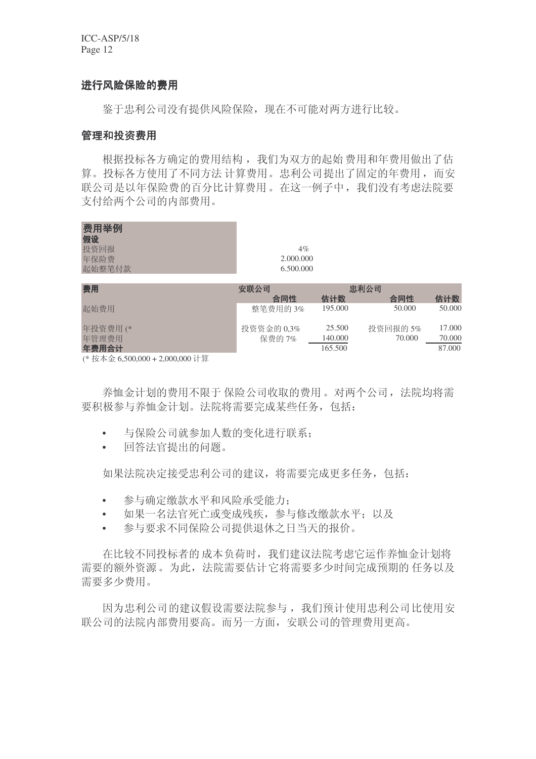### 进行风险保险的费用

鉴于忠利公司没有提供风险保险，现在不可能对两方进行比较。

### 管理和投资费用

根据投标各方确定的费用结构，我们为双方的起始费用和年费用做出了估算。投标各方使用了不同方法计算费用。忠利公司提出了固定的年费用，而安联公司是以年保险费的百分比计算费用。在这一例子中，我们没有考虑法院要支付给两个公司的内部费用。

| **费用举例** | |
|---|---|
| **假设** | |
| 投资回报 | 4% |
| 年保险费 | 2.000.000 |
| 起始整笔付款 | 6.500.000 |

| **费用** | 安联公司 | | 忠利公司 | |
|---|---|---|---|---|
| | **合同性** | **估计数** | **合同性** | **估计数** |
| 起始费用 | 整笔费用的 3% | 195.000 | 50.000 | 50.000 |
| 年投资费用 (* | 投资资金的 0,3% | 25.500 | 投资回报的 5% | 17.000 |
| 年管理费用 | 保费的 7% | 140.000 | 70.000 | 70.000 |
| **年费用合计** | | 165.500 | | 87.000 |

(* 按本金 6,500,000 + 2,000,000 计算

养恤金计划的费用不限于保险公司收取的费用。对两个公司，法院均将需要积极参与养恤金计划。法院将需要完成某些任务，包括：

- 与保险公司就参加人数的变化进行联系；
- 回答法官提出的问题。

如果法院决定接受忠利公司的建议，将需要完成更多任务，包括：

- 参与确定缴款水平和风险承受能力；
- 如果一名法官死亡或变成残疾，参与修改缴款水平；以及
- 参与要求不同保险公司提供退休之日当天的报价。

在比较不同投标者的成本负荷时，我们建议法院考虑它运作养恤金计划将需要的额外资源。为此，法院需要估计它将需要多少时间完成预期的任务以及需要多少费用。

因为忠利公司的建议假设需要法院参与，我们预计使用忠利公司比使用安联公司的法院内部费用要高。而另一方面，安联公司的管理费用更高。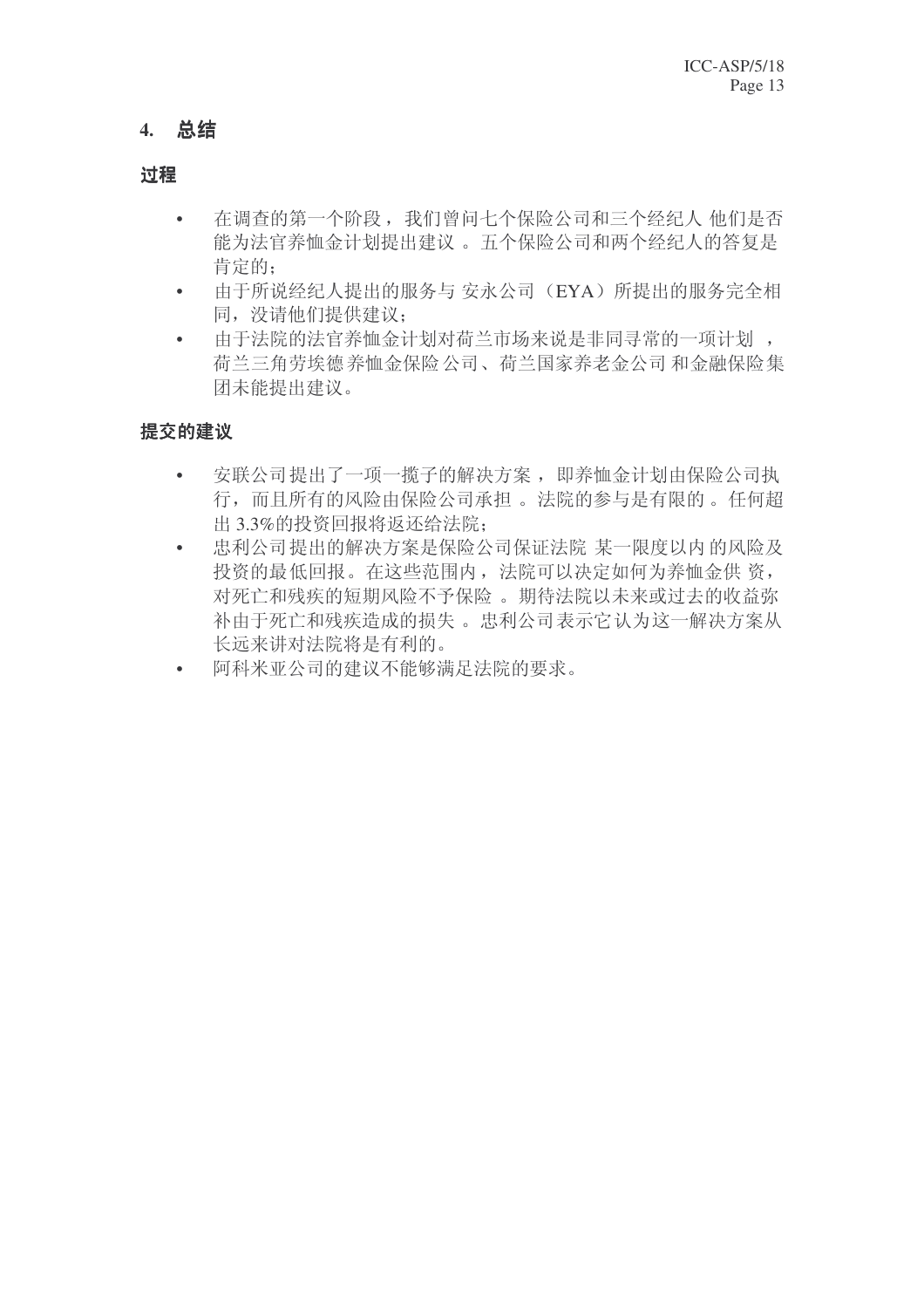## 4. 总结

### 过程

- 在调查的第一个阶段，我们曾问七个保险公司和三个经纪人 他们是否能为法官养恤金计划提出建议 。五个保险公司和两个经纪人的答复是肯定的；
- 由于所说经纪人提出的服务与 安永公司（EYA）所提出的服务完全相同，没请他们提供建议；
- 由于法院的法官养恤金计划对荷兰市场来说是非同寻常的一项计划 ，荷兰三角劳埃德养恤金保险公司、荷兰国家养老金公司和金融保险集团未能提出建议。

### 提交的建议

- 安联公司提出了一项一揽子的解决方案，即养恤金计划由保险公司执行，而且所有的风险由保险公司承担 。法院的参与是有限的 。任何超出 3.3%的投资回报将返还给法院；
- 忠利公司提出的解决方案是保险公司保证法院 某一限度以内的风险及投资的最低回报。在这些范围内，法院可以决定如何为养恤金供资，对死亡和残疾的短期风险不予保险 。期待法院以未来或过去的收益弥补由于死亡和残疾造成的损失 。忠利公司表示它认为这一解决方案从长远来讲对法院将是有利的。
- 阿科米亚公司的建议不能够满足法院的要求。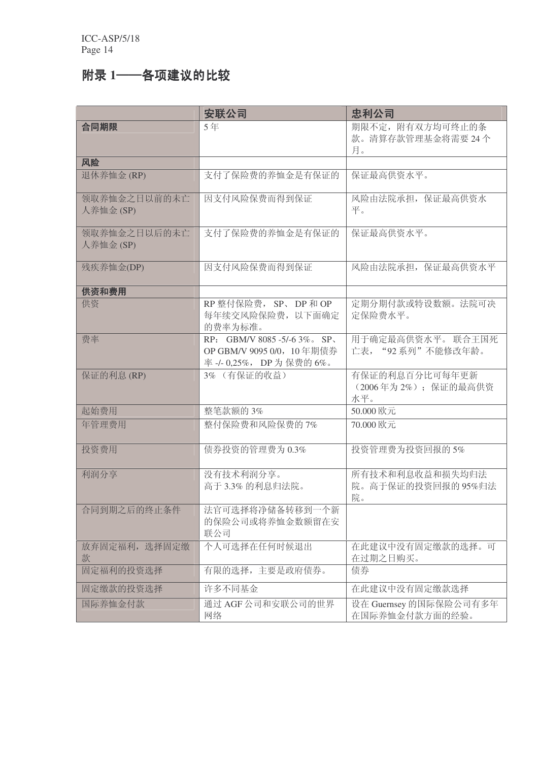# 附录 1——各项建议的比较

| | 安联公司 | 忠利公司 |
|---|---|---|
| **合同期限** | 5 年 | 期限不定，附有双方均可终止的条款。清算存款管理基金将需要 24 个月。 |
| **风险** | | |
| 退休养恤金 (RP) | 支付了保险费的养恤金是有保证的 | 保证最高供资水平。 |
| 领取养恤金之日以前的未亡人养恤金 (SP) | 因支付风险保费而得到保证 | 风险由法院承担，保证最高供资水平。 |
| 领取养恤金之日以后的未亡人养恤金 (SP) | 支付了保险费的养恤金是有保证的 | 保证最高供资水平。 |
| 残疾养恤金(DP) | 因支付风险保费而得到保证 | 风险由法院承担，保证最高供资水平 |
| **供资和费用** | | |
| 供资 | RP 整付保险费， SP、 DP 和 OP 每年续交风险保险费，以下面确定的费率为标准。 | 定期分期付款或特设数额。法院可决定保险费水平。 |
| 费率 | RP： GBM/V 8085 -5/-6 3%。 SP、OP GBM/V 9095 0/0，10 年期债券率 -/- 0,25%， DP 为 保费的 6%。 | 用于确定最高供资水平。 联合王国死亡表，“92 系列”不能修改年龄。 |
| 保证的利息 (RP) | 3% （有保证的收益） | 有保证的利息百分比可每年更新（2006 年为 2%）；保证的最高供资水平。 |
| 起始费用 | 整笔款额的 3% | 50.000 欧元 |
| 年管理费用 | 整付保险费和风险保费的 7% | 70.000 欧元 |
| 投资费用 | 债券投资的管理费为 0.3% | 投资管理费为投资回报的 5% |
| 利润分享 | 没有技术利润分享。<br>高于 3.3% 的利息归法院。 | 所有技术和利息收益和损失均归法院。高于保证的投资回报的 95%归法院。 |
| 合同到期之后的终止条件 | 法官可选择将净储备转移到一个新的保险公司或将养恤金数额留在安联公司 | |
| 放弃固定福利，选择固定缴款 | 个人可选择在任何时候退出 | 在此建议中没有固定缴款的选择。可在过期之日购买。 |
| 固定福利的投资选择 | 有限的选择，主要是政府债券。 | 债券 |
| 固定缴款的投资选择 | 许多不同基金 | 在此建议中没有固定缴款选择 |
| 国际养恤金付款 | 通过 AGF 公司和安联公司的世界网络 | 设在 Guernsey 的国际保险公司有多年在国际养恤金付款方面的经验。 |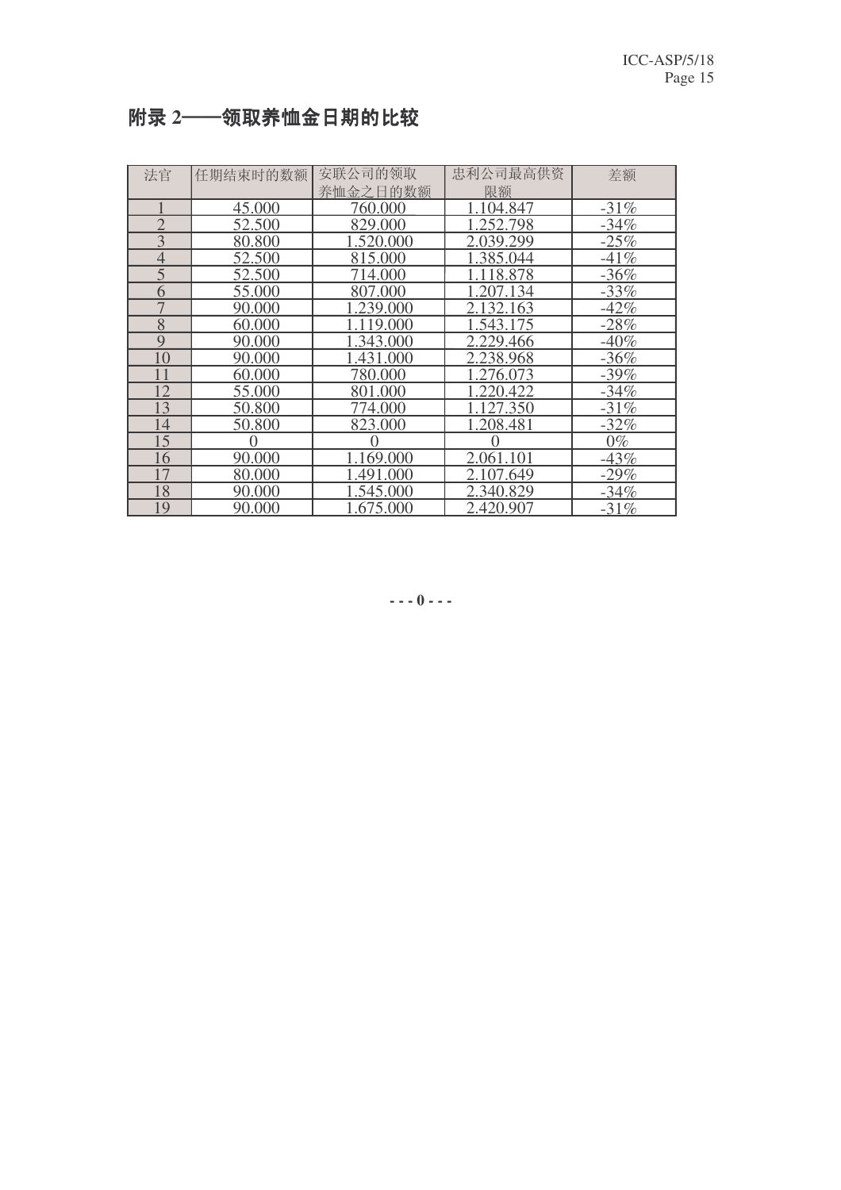# 附录 2——领取养恤金日期的比较

| 法官 | 任期结束时的数额 | 安联公司的领取养恤金之日的数额 | 忠利公司最高供资限额 | 差额 |
|---|---|---|---|---|
| 1 | 45.000 | 760.000 | 1.104.847 | -31% |
| 2 | 52.500 | 829.000 | 1.252.798 | -34% |
| 3 | 80.800 | 1.520.000 | 2.039.299 | -25% |
| 4 | 52.500 | 815.000 | 1.385.044 | -41% |
| 5 | 52.500 | 714.000 | 1.118.878 | -36% |
| 6 | 55.000 | 807.000 | 1.207.134 | -33% |
| 7 | 90.000 | 1.239.000 | 2.132.163 | -42% |
| 8 | 60.000 | 1.119.000 | 1.543.175 | -28% |
| 9 | 90.000 | 1.343.000 | 2.229.466 | -40% |
| 10 | 90.000 | 1.431.000 | 2.238.968 | -36% |
| 11 | 60.000 | 780.000 | 1.276.073 | -39% |
| 12 | 55.000 | 801.000 | 1.220.422 | -34% |
| 13 | 50.800 | 774.000 | 1.127.350 | -31% |
| 14 | 50.800 | 823.000 | 1.208.481 | -32% |
| 15 | 0 | 0 | 0 | 0% |
| 16 | 90.000 | 1.169.000 | 2.061.101 | -43% |
| 17 | 80.000 | 1.491.000 | 2.107.649 | -29% |
| 18 | 90.000 | 1.545.000 | 2.340.829 | -34% |
| 19 | 90.000 | 1.675.000 | 2.420.907 | -31% |

**- - - 0 - - -**